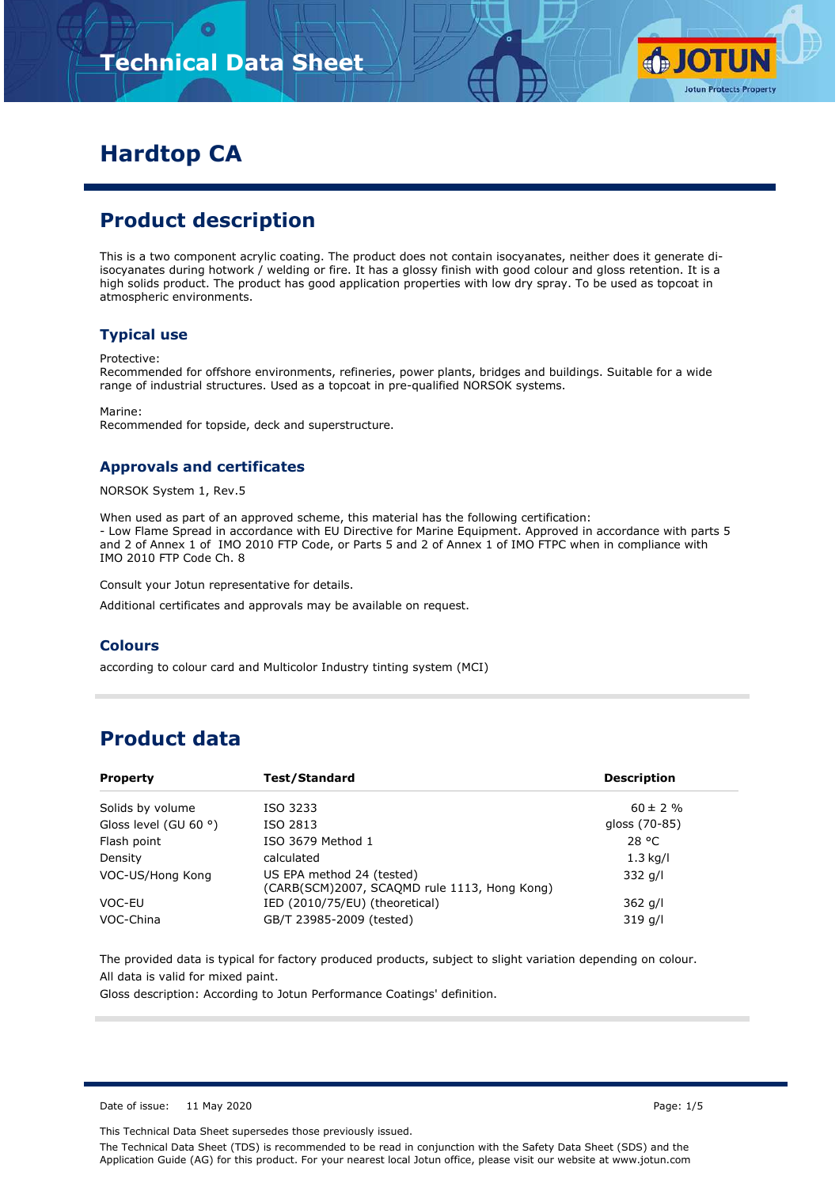# Hardtop CA

## Product description

This is a two component acrylic coating. The product does not contain isocyanates, neither does it generate di-isocyanates during hotwork / welding or fire. It has a glossy finish with good colour and gloss retention. It is a high solids product. The product has good application properties with low dry spray. To be used as topcoat in atmospheric environments.

### Typical use

Protective:
Recommended for offshore environments, refineries, power plants, bridges and buildings. Suitable for a wide range of industrial structures. Used as a topcoat in pre-qualified NORSOK systems.

Marine:
Recommended for topside, deck and superstructure.

### Approvals and certificates

NORSOK System 1, Rev.5

When used as part of an approved scheme, this material has the following certification:
- Low Flame Spread in accordance with EU Directive for Marine Equipment. Approved in accordance with parts 5 and 2 of Annex 1 of IMO 2010 FTP Code, or Parts 5 and 2 of Annex 1 of IMO FTPC when in compliance with IMO 2010 FTP Code Ch. 8

Consult your Jotun representative for details.

Additional certificates and approvals may be available on request.

### Colours

according to colour card and Multicolor Industry tinting system (MCI)

## Product data

| Property | Test/Standard | Description |
| --- | --- | --- |
| Solids by volume | ISO 3233 | 60 ± 2 % |
| Gloss level (GU 60 °) | ISO 2813 | gloss (70-85) |
| Flash point | ISO 3679 Method 1 | 28 °C |
| Density | calculated | 1.3 kg/l |
| VOC-US/Hong Kong | US EPA method 24 (tested) (CARB(SCM)2007, SCAQMD rule 1113, Hong Kong) | 332 g/l |
| VOC-EU | IED (2010/75/EU) (theoretical) | 362 g/l |
| VOC-China | GB/T 23985-2009 (tested) | 319 g/l |

The provided data is typical for factory produced products, subject to slight variation depending on colour.

All data is valid for mixed paint.

Gloss description: According to Jotun Performance Coatings' definition.

Date of issue: 11 May 2020

This Technical Data Sheet supersedes those previously issued.

The Technical Data Sheet (TDS) is recommended to be read in conjunction with the Safety Data Sheet (SDS) and the Application Guide (AG) for this product. For your nearest local Jotun office, please visit our website at www.jotun.com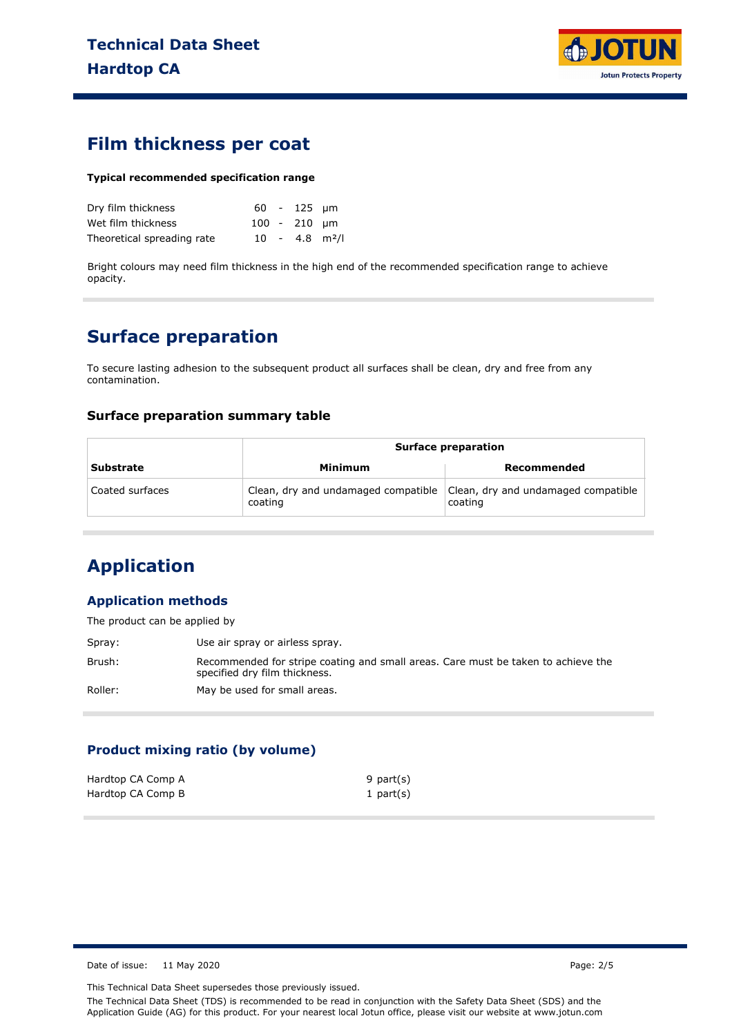## Film thickness per coat

**Typical recommended specification range**

| | | | | |
|---|---|---|---|---|
| Dry film thickness | 60 | - | 125 | µm |
| Wet film thickness | 100 | - | 210 | µm |
| Theoretical spreading rate | 10 | - | 4.8 | m²/l |

Bright colours may need film thickness in the high end of the recommended specification range to achieve opacity.

## Surface preparation

To secure lasting adhesion to the subsequent product all surfaces shall be clean, dry and free from any contamination.

### Surface preparation summary table

| | Surface preparation | |
|---|---|---|
| **Substrate** | **Minimum** | **Recommended** |
| Coated surfaces | Clean, dry and undamaged compatible coating | Clean, dry and undamaged compatible coating |

## Application

### Application methods

The product can be applied by

Spray: Use air spray or airless spray.

Brush: Recommended for stripe coating and small areas. Care must be taken to achieve the specified dry film thickness.

Roller: May be used for small areas.

### Product mixing ratio (by volume)

| | |
|---|---|
| Hardtop CA Comp A | 9 part(s) |
| Hardtop CA Comp B | 1 part(s) |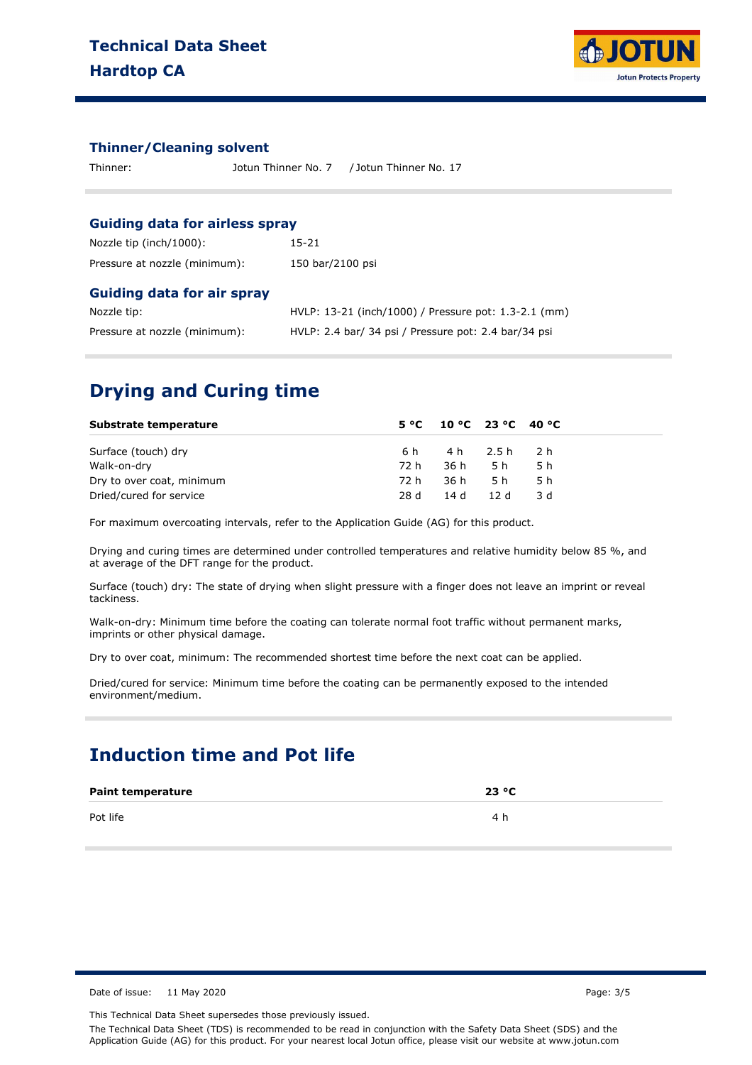### Thinner/Cleaning solvent

Thinner: Jotun Thinner No. 7 / Jotun Thinner No. 17

### Guiding data for airless spray

| | |
|---|---|
| Nozzle tip (inch/1000): | 15-21 |
| Pressure at nozzle (minimum): | 150 bar/2100 psi |

### Guiding data for air spray

| | |
|---|---|
| Nozzle tip: | HVLP: 13-21 (inch/1000) / Pressure pot: 1.3-2.1 (mm) |
| Pressure at nozzle (minimum): | HVLP: 2.4 bar/ 34 psi / Pressure pot: 2.4 bar/34 psi |

## Drying and Curing time

| Substrate temperature | 5 °C | 10 °C | 23 °C | 40 °C |
|---|---|---|---|---|
| Surface (touch) dry | 6 h | 4 h | 2.5 h | 2 h |
| Walk-on-dry | 72 h | 36 h | 5 h | 5 h |
| Dry to over coat, minimum | 72 h | 36 h | 5 h | 5 h |
| Dried/cured for service | 28 d | 14 d | 12 d | 3 d |

For maximum overcoating intervals, refer to the Application Guide (AG) for this product.

Drying and curing times are determined under controlled temperatures and relative humidity below 85 %, and at average of the DFT range for the product.

Surface (touch) dry: The state of drying when slight pressure with a finger does not leave an imprint or reveal tackiness.

Walk-on-dry: Minimum time before the coating can tolerate normal foot traffic without permanent marks, imprints or other physical damage.

Dry to over coat, minimum: The recommended shortest time before the next coat can be applied.

Dried/cured for service: Minimum time before the coating can be permanently exposed to the intended environment/medium.

## Induction time and Pot life

| Paint temperature | 23 °C |
|---|---|
| Pot life | 4 h |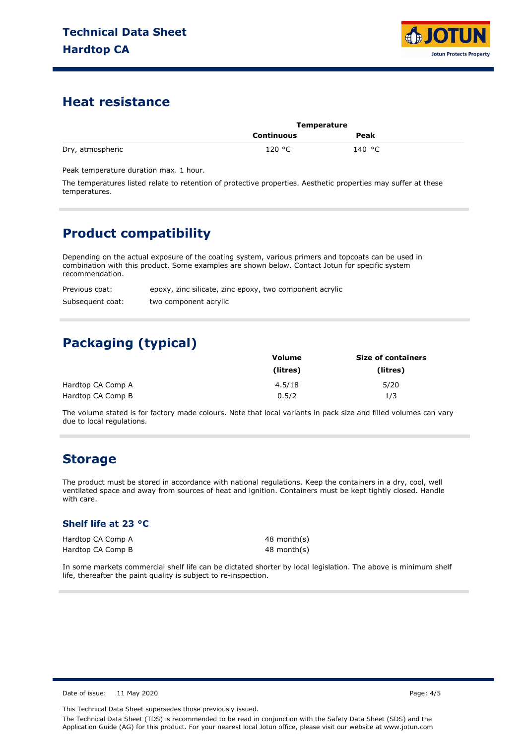## Heat resistance

| | Temperature | |
|---|---|---|
| | Continuous | Peak |
| Dry, atmospheric | 120 °C | 140 °C |

Peak temperature duration max. 1 hour.

The temperatures listed relate to retention of protective properties. Aesthetic properties may suffer at these temperatures.

## Product compatibility

Depending on the actual exposure of the coating system, various primers and topcoats can be used in combination with this product. Some examples are shown below. Contact Jotun for specific system recommendation.

| | |
|---|---|
| Previous coat: | epoxy, zinc silicate, zinc epoxy, two component acrylic |
| Subsequent coat: | two component acrylic |

## Packaging (typical)

| | Volume (litres) | Size of containers (litres) |
|---|---|---|
| Hardtop CA Comp A | 4.5/18 | 5/20 |
| Hardtop CA Comp B | 0.5/2 | 1/3 |

The volume stated is for factory made colours. Note that local variants in pack size and filled volumes can vary due to local regulations.

## Storage

The product must be stored in accordance with national regulations. Keep the containers in a dry, cool, well ventilated space and away from sources of heat and ignition. Containers must be kept tightly closed. Handle with care.

### Shelf life at 23 °C

| | |
|---|---|
| Hardtop CA Comp A | 48 month(s) |
| Hardtop CA Comp B | 48 month(s) |

In some markets commercial shelf life can be dictated shorter by local legislation. The above is minimum shelf life, thereafter the paint quality is subject to re-inspection.

Date of issue: 11 May 2020

This Technical Data Sheet supersedes those previously issued.

The Technical Data Sheet (TDS) is recommended to be read in conjunction with the Safety Data Sheet (SDS) and the Application Guide (AG) for this product. For your nearest local Jotun office, please visit our website at www.jotun.com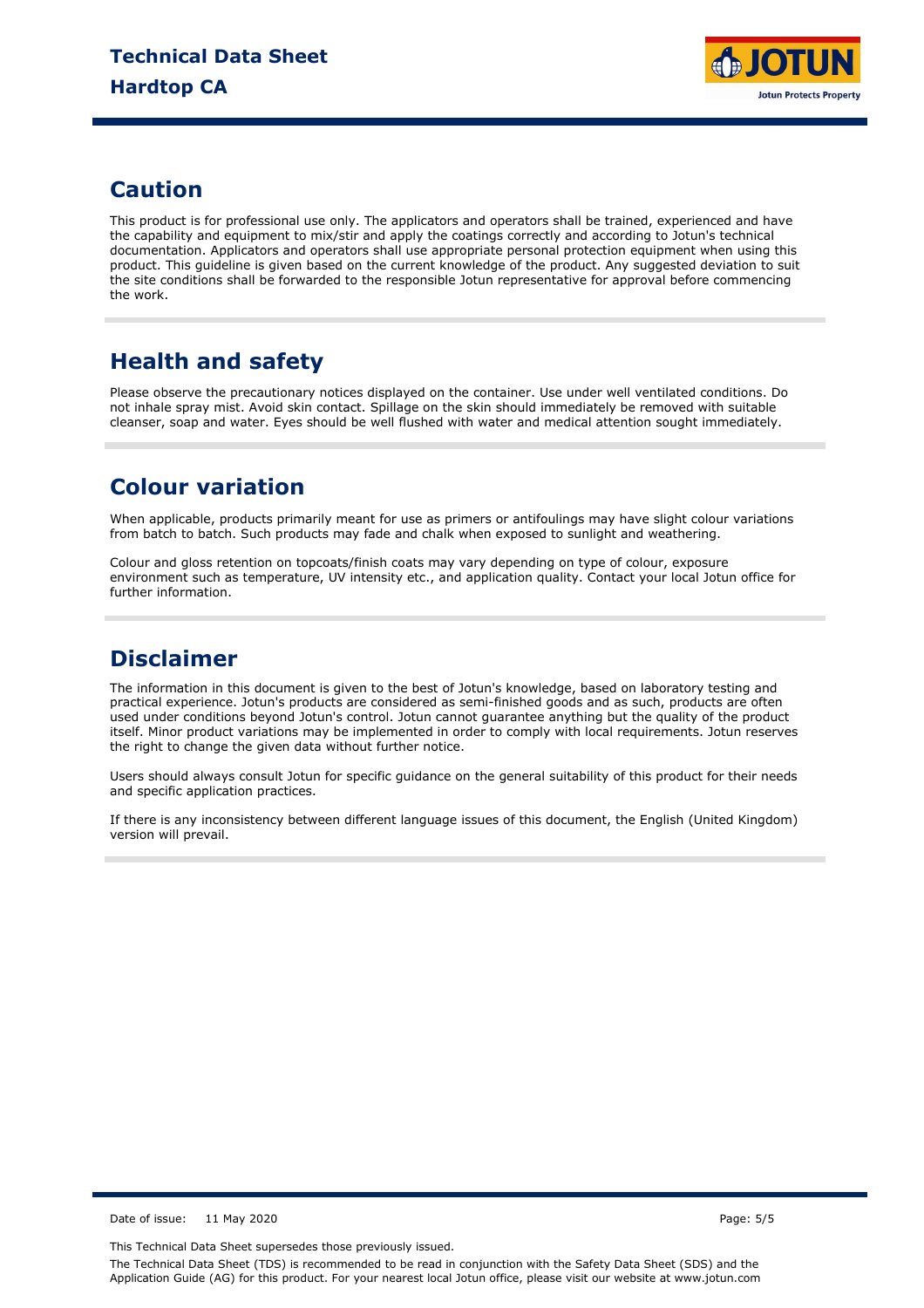## Caution

This product is for professional use only. The applicators and operators shall be trained, experienced and have the capability and equipment to mix/stir and apply the coatings correctly and according to Jotun's technical documentation. Applicators and operators shall use appropriate personal protection equipment when using this product. This guideline is given based on the current knowledge of the product. Any suggested deviation to suit the site conditions shall be forwarded to the responsible Jotun representative for approval before commencing the work.

## Health and safety

Please observe the precautionary notices displayed on the container. Use under well ventilated conditions. Do not inhale spray mist. Avoid skin contact. Spillage on the skin should immediately be removed with suitable cleanser, soap and water. Eyes should be well flushed with water and medical attention sought immediately.

## Colour variation

When applicable, products primarily meant for use as primers or antifoulings may have slight colour variations from batch to batch. Such products may fade and chalk when exposed to sunlight and weathering.

Colour and gloss retention on topcoats/finish coats may vary depending on type of colour, exposure environment such as temperature, UV intensity etc., and application quality. Contact your local Jotun office for further information.

## Disclaimer

The information in this document is given to the best of Jotun's knowledge, based on laboratory testing and practical experience. Jotun's products are considered as semi-finished goods and as such, products are often used under conditions beyond Jotun's control. Jotun cannot guarantee anything but the quality of the product itself. Minor product variations may be implemented in order to comply with local requirements. Jotun reserves the right to change the given data without further notice.

Users should always consult Jotun for specific guidance on the general suitability of this product for their needs and specific application practices.

If there is any inconsistency between different language issues of this document, the English (United Kingdom) version will prevail.

Date of issue: 11 May 2020

This Technical Data Sheet supersedes those previously issued.

The Technical Data Sheet (TDS) is recommended to be read in conjunction with the Safety Data Sheet (SDS) and the Application Guide (AG) for this product. For your nearest local Jotun office, please visit our website at www.jotun.com